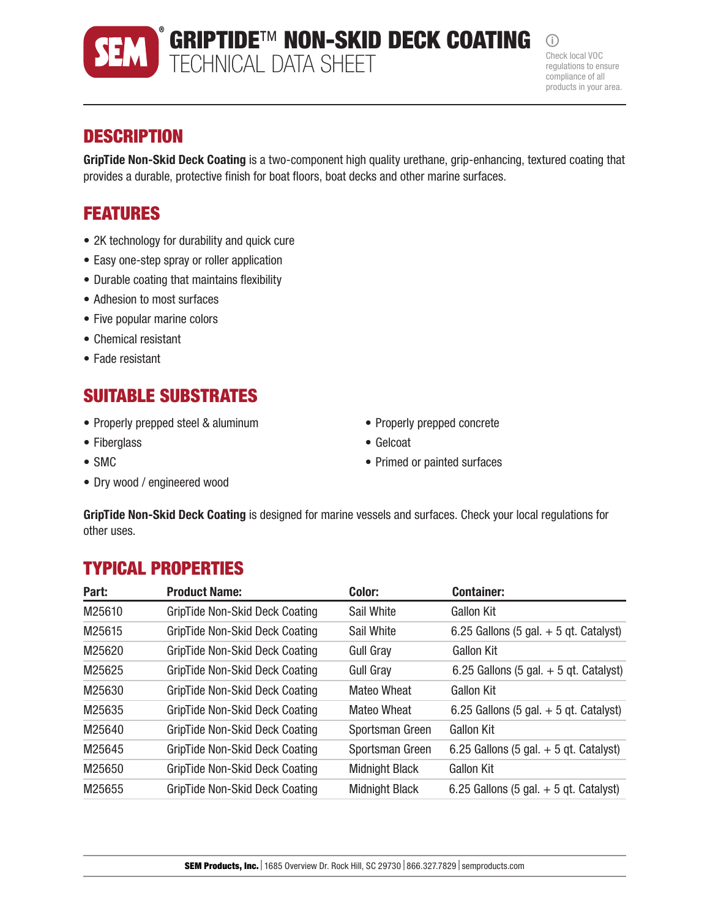# GRIPTIDE™ NON-SKID DECK COATING
## TECHNICAL DATA SHEET

Check local VOC regulations to ensure compliance of all products in your area.

## DESCRIPTION

**GripTide Non-Skid Deck Coating** is a two-component high quality urethane, grip-enhancing, textured coating that provides a durable, protective finish for boat floors, boat decks and other marine surfaces.

## FEATURES

- 2K technology for durability and quick cure
- Easy one-step spray or roller application
- Durable coating that maintains flexibility
- Adhesion to most surfaces
- Five popular marine colors
- Chemical resistant
- Fade resistant

## SUITABLE SUBSTRATES

- Properly prepped steel & aluminum
- Fiberglass
- SMC
- Dry wood / engineered wood
- Properly prepped concrete
- Gelcoat
- Primed or painted surfaces

**GripTide Non-Skid Deck Coating** is designed for marine vessels and surfaces. Check your local regulations for other uses.

## TYPICAL PROPERTIES

| Part: | Product Name: | Color: | Container: |
|---|---|---|---|
| M25610 | GripTide Non-Skid Deck Coating | Sail White | Gallon Kit |
| M25615 | GripTide Non-Skid Deck Coating | Sail White | 6.25 Gallons (5 gal. + 5 qt. Catalyst) |
| M25620 | GripTide Non-Skid Deck Coating | Gull Gray | Gallon Kit |
| M25625 | GripTide Non-Skid Deck Coating | Gull Gray | 6.25 Gallons (5 gal. + 5 qt. Catalyst) |
| M25630 | GripTide Non-Skid Deck Coating | Mateo Wheat | Gallon Kit |
| M25635 | GripTide Non-Skid Deck Coating | Mateo Wheat | 6.25 Gallons (5 gal. + 5 qt. Catalyst) |
| M25640 | GripTide Non-Skid Deck Coating | Sportsman Green | Gallon Kit |
| M25645 | GripTide Non-Skid Deck Coating | Sportsman Green | 6.25 Gallons (5 gal. + 5 qt. Catalyst) |
| M25650 | GripTide Non-Skid Deck Coating | Midnight Black | Gallon Kit |
| M25655 | GripTide Non-Skid Deck Coating | Midnight Black | 6.25 Gallons (5 gal. + 5 qt. Catalyst) |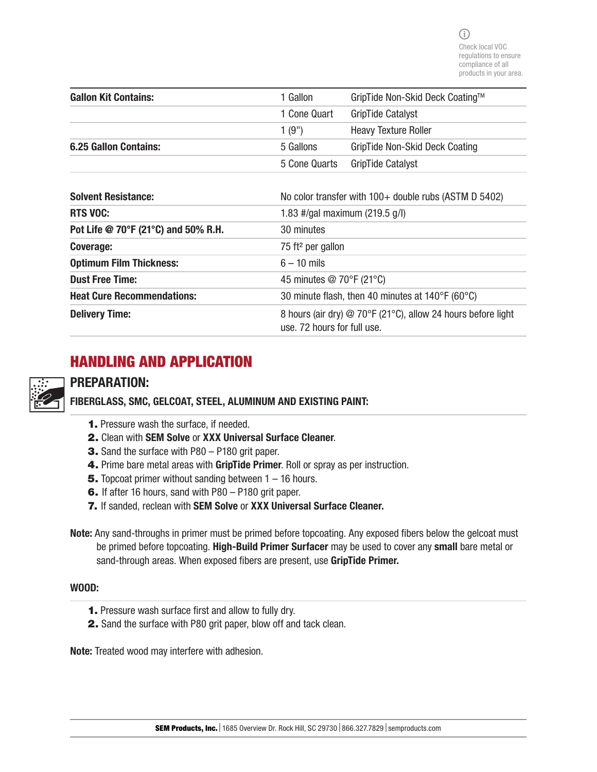Check local VOC regulations to ensure compliance of all products in your area.

| | | |
|---|---|---|
| **Gallon Kit Contains:** | 1 Gallon | GripTide Non-Skid Deck Coating™ |
| | 1 Cone Quart | GripTide Catalyst |
| | 1 (9") | Heavy Texture Roller |
| **6.25 Gallon Contains:** | 5 Gallons | GripTide Non-Skid Deck Coating |
| | 5 Cone Quarts | GripTide Catalyst |

| | |
|---|---|
| **Solvent Resistance:** | No color transfer with 100+ double rubs (ASTM D 5402) |
| **RTS VOC:** | 1.83 #/gal maximum (219.5 g/l) |
| **Pot Life @ 70°F (21°C) and 50% R.H.** | 30 minutes |
| **Coverage:** | 75 ft² per gallon |
| **Optimum Film Thickness:** | 6 – 10 mils |
| **Dust Free Time:** | 45 minutes @ 70°F (21°C) |
| **Heat Cure Recommendations:** | 30 minute flash, then 40 minutes at 140°F (60°C) |
| **Delivery Time:** | 8 hours (air dry) @ 70°F (21°C), allow 24 hours before light use. 72 hours for full use. |

## HANDLING AND APPLICATION

### PREPARATION:

**FIBERGLASS, SMC, GELCOAT, STEEL, ALUMINUM AND EXISTING PAINT:**

1. Pressure wash the surface, if needed.
2. Clean with **SEM Solve** or **XXX Universal Surface Cleaner**.
3. Sand the surface with P80 – P180 grit paper.
4. Prime bare metal areas with **GripTide Primer**. Roll or spray as per instruction.
5. Topcoat primer without sanding between 1 – 16 hours.
6. If after 16 hours, sand with P80 – P180 grit paper.
7. If sanded, reclean with **SEM Solve** or **XXX Universal Surface Cleaner.**

**Note:** Any sand-throughs in primer must be primed before topcoating. Any exposed fibers below the gelcoat must be primed before topcoating. **High-Build Primer Surfacer** may be used to cover any **small** bare metal or sand-through areas. When exposed fibers are present, use **GripTide Primer.**

**WOOD:**

1. Pressure wash surface first and allow to fully dry.
2. Sand the surface with P80 grit paper, blow off and tack clean.

**Note:** Treated wood may interfere with adhesion.

**SEM Products, Inc.** | 1685 Overview Dr. Rock Hill, SC 29730 | 866.327.7829 | semproducts.com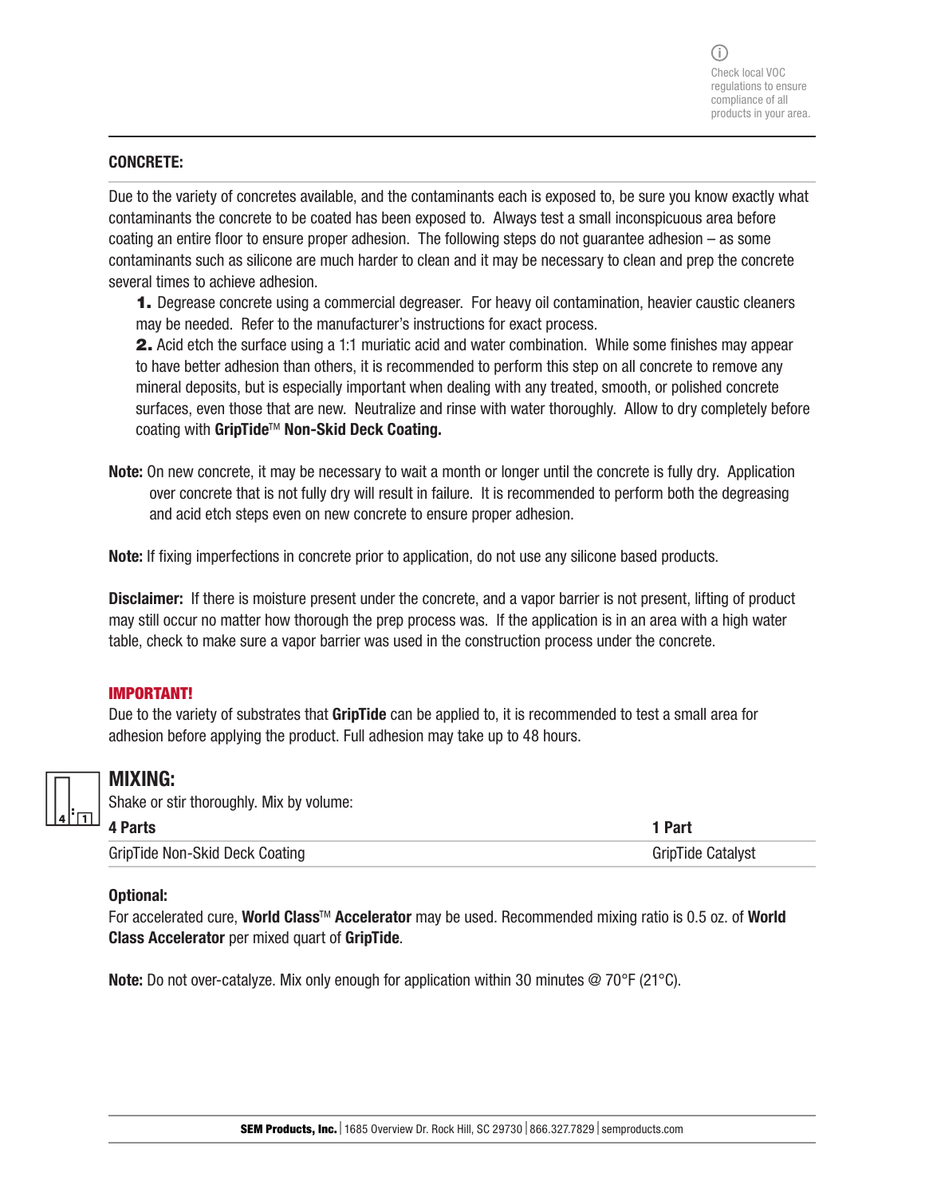Check local VOC regulations to ensure compliance of all products in your area.

### CONCRETE:

Due to the variety of concretes available, and the contaminants each is exposed to, be sure you know exactly what contaminants the concrete to be coated has been exposed to. Always test a small inconspicuous area before coating an entire floor to ensure proper adhesion. The following steps do not guarantee adhesion – as some contaminants such as silicone are much harder to clean and it may be necessary to clean and prep the concrete several times to achieve adhesion.

1. Degrease concrete using a commercial degreaser. For heavy oil contamination, heavier caustic cleaners may be needed. Refer to the manufacturer's instructions for exact process.
2. Acid etch the surface using a 1:1 muriatic acid and water combination. While some finishes may appear to have better adhesion than others, it is recommended to perform this step on all concrete to remove any mineral deposits, but is especially important when dealing with any treated, smooth, or polished concrete surfaces, even those that are new. Neutralize and rinse with water thoroughly. Allow to dry completely before coating with **GripTide**™ **Non-Skid Deck Coating.**

**Note:** On new concrete, it may be necessary to wait a month or longer until the concrete is fully dry. Application over concrete that is not fully dry will result in failure. It is recommended to perform both the degreasing and acid etch steps even on new concrete to ensure proper adhesion.

**Note:** If fixing imperfections in concrete prior to application, do not use any silicone based products.

**Disclaimer:** If there is moisture present under the concrete, and a vapor barrier is not present, lifting of product may still occur no matter how thorough the prep process was. If the application is in an area with a high water table, check to make sure a vapor barrier was used in the construction process under the concrete.

**IMPORTANT!**

Due to the variety of substrates that **GripTide** can be applied to, it is recommended to test a small area for adhesion before applying the product. Full adhesion may take up to 48 hours.

## MIXING:

Shake or stir thoroughly. Mix by volume:

| 4 Parts | 1 Part |
|---|---|
| GripTide Non-Skid Deck Coating | GripTide Catalyst |

**Optional:**

For accelerated cure, **World Class**™ **Accelerator** may be used. Recommended mixing ratio is 0.5 oz. of **World Class Accelerator** per mixed quart of **GripTide**.

**Note:** Do not over-catalyze. Mix only enough for application within 30 minutes @ 70°F (21°C).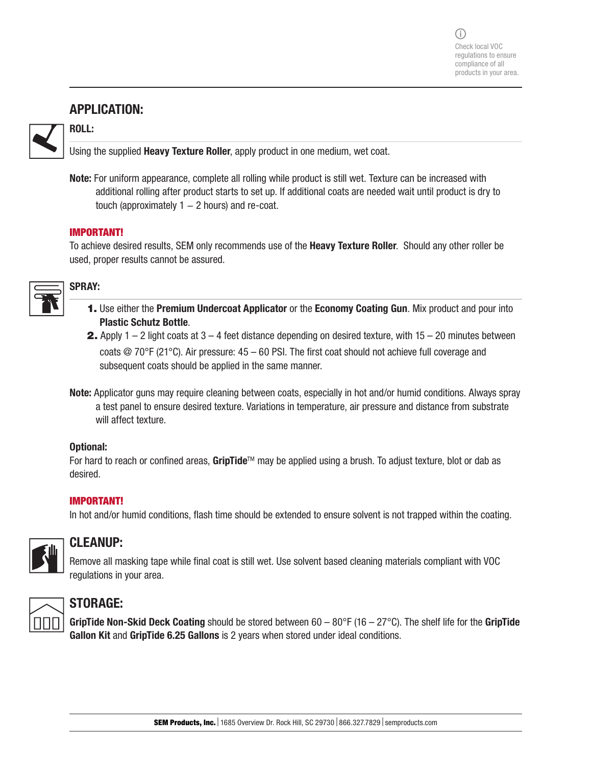Check local VOC regulations to ensure compliance of all products in your area.

## APPLICATION:

### ROLL:

Using the supplied **Heavy Texture Roller**, apply product in one medium, wet coat.

**Note:** For uniform appearance, complete all rolling while product is still wet. Texture can be increased with additional rolling after product starts to set up. If additional coats are needed wait until product is dry to touch (approximately 1 – 2 hours) and re-coat.

**IMPORTANT!**
To achieve desired results, SEM only recommends use of the **Heavy Texture Roller**. Should any other roller be used, proper results cannot be assured.

### SPRAY:

1. Use either the **Premium Undercoat Applicator** or the **Economy Coating Gun**. Mix product and pour into **Plastic Schutz Bottle**.
2. Apply 1 – 2 light coats at 3 – 4 feet distance depending on desired texture, with 15 – 20 minutes between coats @ 70°F (21°C). Air pressure: 45 – 60 PSI. The first coat should not achieve full coverage and subsequent coats should be applied in the same manner.

**Note:** Applicator guns may require cleaning between coats, especially in hot and/or humid conditions. Always spray a test panel to ensure desired texture. Variations in temperature, air pressure and distance from substrate will affect texture.

**Optional:**
For hard to reach or confined areas, **GripTide**™ may be applied using a brush. To adjust texture, blot or dab as desired.

**IMPORTANT!**
In hot and/or humid conditions, flash time should be extended to ensure solvent is not trapped within the coating.

## CLEANUP:

Remove all masking tape while final coat is still wet. Use solvent based cleaning materials compliant with VOC regulations in your area.

## STORAGE:

**GripTide Non-Skid Deck Coating** should be stored between 60 – 80°F (16 – 27°C). The shelf life for the **GripTide Gallon Kit** and **GripTide 6.25 Gallons** is 2 years when stored under ideal conditions.

**SEM Products, Inc.** | 1685 Overview Dr. Rock Hill, SC 29730 | 866.327.7829 | semproducts.com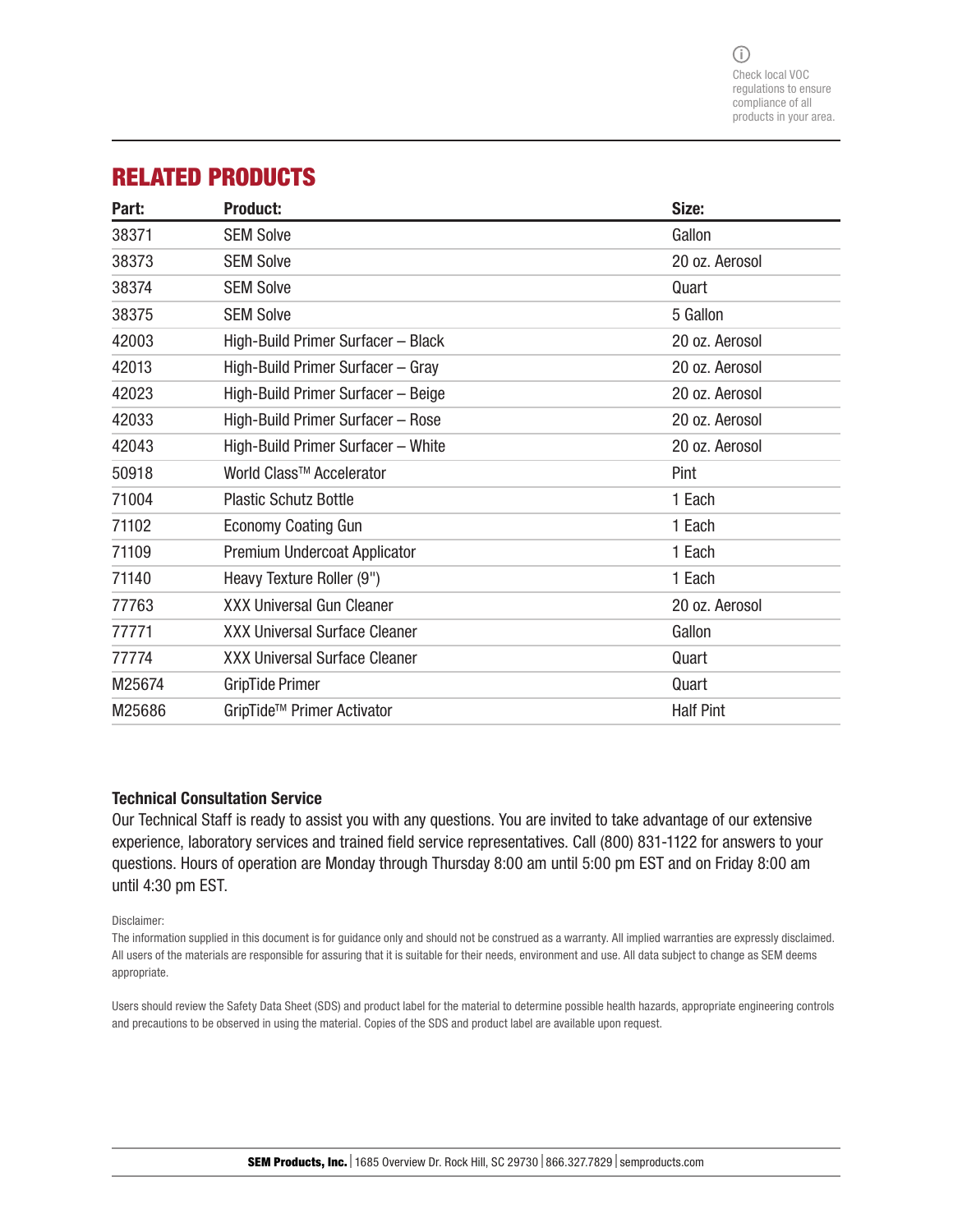Check local VOC regulations to ensure compliance of all products in your area.

## RELATED PRODUCTS

| Part: | Product: | Size: |
|---|---|---|
| 38371 | SEM Solve | Gallon |
| 38373 | SEM Solve | 20 oz. Aerosol |
| 38374 | SEM Solve | Quart |
| 38375 | SEM Solve | 5 Gallon |
| 42003 | High-Build Primer Surfacer – Black | 20 oz. Aerosol |
| 42013 | High-Build Primer Surfacer – Gray | 20 oz. Aerosol |
| 42023 | High-Build Primer Surfacer – Beige | 20 oz. Aerosol |
| 42033 | High-Build Primer Surfacer – Rose | 20 oz. Aerosol |
| 42043 | High-Build Primer Surfacer – White | 20 oz. Aerosol |
| 50918 | World Class™ Accelerator | Pint |
| 71004 | Plastic Schutz Bottle | 1 Each |
| 71102 | Economy Coating Gun | 1 Each |
| 71109 | Premium Undercoat Applicator | 1 Each |
| 71140 | Heavy Texture Roller (9") | 1 Each |
| 77763 | XXX Universal Gun Cleaner | 20 oz. Aerosol |
| 77771 | XXX Universal Surface Cleaner | Gallon |
| 77774 | XXX Universal Surface Cleaner | Quart |
| M25674 | GripTide Primer | Quart |
| M25686 | GripTide™ Primer Activator | Half Pint |

**Technical Consultation Service**

Our Technical Staff is ready to assist you with any questions. You are invited to take advantage of our extensive experience, laboratory services and trained field service representatives. Call (800) 831-1122 for answers to your questions. Hours of operation are Monday through Thursday 8:00 am until 5:00 pm EST and on Friday 8:00 am until 4:30 pm EST.

Disclaimer:

The information supplied in this document is for guidance only and should not be construed as a warranty. All implied warranties are expressly disclaimed. All users of the materials are responsible for assuring that it is suitable for their needs, environment and use. All data subject to change as SEM deems appropriate.

Users should review the Safety Data Sheet (SDS) and product label for the material to determine possible health hazards, appropriate engineering controls and precautions to be observed in using the material. Copies of the SDS and product label are available upon request.

**SEM Products, Inc.** | 1685 Overview Dr. Rock Hill, SC 29730 | 866.327.7829 | semproducts.com